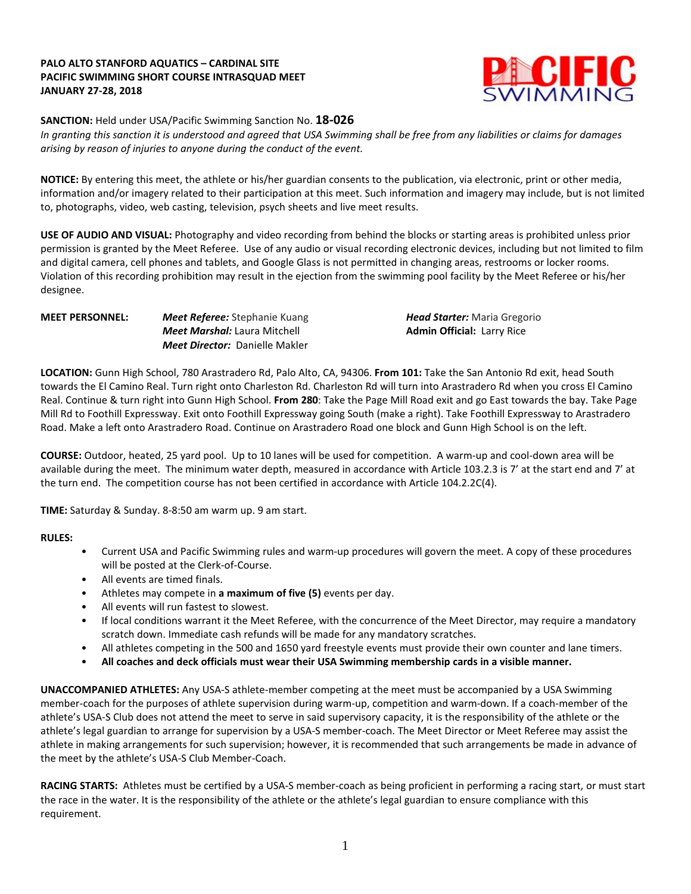**PALO ALTO STANFORD AQUATICS – CARDINAL SITE**
**PACIFIC SWIMMING SHORT COURSE INTRASQUAD MEET**
**JANUARY 27-28, 2018**

**SANCTION:** Held under USA/Pacific Swimming Sanction No. **18-026**
*In granting this sanction it is understood and agreed that USA Swimming shall be free from any liabilities or claims for damages arising by reason of injuries to anyone during the conduct of the event.*

**NOTICE:** By entering this meet, the athlete or his/her guardian consents to the publication, via electronic, print or other media, information and/or imagery related to their participation at this meet. Such information and imagery may include, but is not limited to, photographs, video, web casting, television, psych sheets and live meet results.

**USE OF AUDIO AND VISUAL:** Photography and video recording from behind the blocks or starting areas is prohibited unless prior permission is granted by the Meet Referee. Use of any audio or visual recording electronic devices, including but not limited to film and digital camera, cell phones and tablets, and Google Glass is not permitted in changing areas, restrooms or locker rooms. Violation of this recording prohibition may result in the ejection from the swimming pool facility by the Meet Referee or his/her designee.

**MEET PERSONNEL:**
***Meet Referee:*** Stephanie Kuang
***Meet Marshal:*** Laura Mitchell
***Meet Director:*** Danielle Makler
***Head Starter:*** Maria Gregorio
**Admin Official:** Larry Rice

**LOCATION:** Gunn High School, 780 Arastradero Rd, Palo Alto, CA, 94306. **From 101:** Take the San Antonio Rd exit, head South towards the El Camino Real. Turn right onto Charleston Rd. Charleston Rd will turn into Arastradero Rd when you cross El Camino Real. Continue & turn right into Gunn High School. **From 280**: Take the Page Mill Road exit and go East towards the bay. Take Page Mill Rd to Foothill Expressway. Exit onto Foothill Expressway going South (make a right). Take Foothill Expressway to Arastradero Road. Make a left onto Arastradero Road. Continue on Arastradero Road one block and Gunn High School is on the left.

**COURSE:** Outdoor, heated, 25 yard pool. Up to 10 lanes will be used for competition. A warm-up and cool-down area will be available during the meet. The minimum water depth, measured in accordance with Article 103.2.3 is 7' at the start end and 7' at the turn end. The competition course has not been certified in accordance with Article 104.2.2C(4).

**TIME:** Saturday & Sunday. 8-8:50 am warm up. 9 am start.

**RULES:**

- Current USA and Pacific Swimming rules and warm-up procedures will govern the meet. A copy of these procedures will be posted at the Clerk-of-Course.
- All events are timed finals.
- Athletes may compete in **a maximum of five (5)** events per day.
- All events will run fastest to slowest.
- If local conditions warrant it the Meet Referee, with the concurrence of the Meet Director, may require a mandatory scratch down. Immediate cash refunds will be made for any mandatory scratches.
- All athletes competing in the 500 and 1650 yard freestyle events must provide their own counter and lane timers.
- **All coaches and deck officials must wear their USA Swimming membership cards in a visible manner.**

**UNACCOMPANIED ATHLETES:** Any USA-S athlete-member competing at the meet must be accompanied by a USA Swimming member-coach for the purposes of athlete supervision during warm-up, competition and warm-down. If a coach-member of the athlete's USA-S Club does not attend the meet to serve in said supervisory capacity, it is the responsibility of the athlete or the athlete's legal guardian to arrange for supervision by a USA-S member-coach. The Meet Director or Meet Referee may assist the athlete in making arrangements for such supervision; however, it is recommended that such arrangements be made in advance of the meet by the athlete's USA-S Club Member-Coach.

**RACING STARTS:** Athletes must be certified by a USA-S member-coach as being proficient in performing a racing start, or must start the race in the water. It is the responsibility of the athlete or the athlete's legal guardian to ensure compliance with this requirement.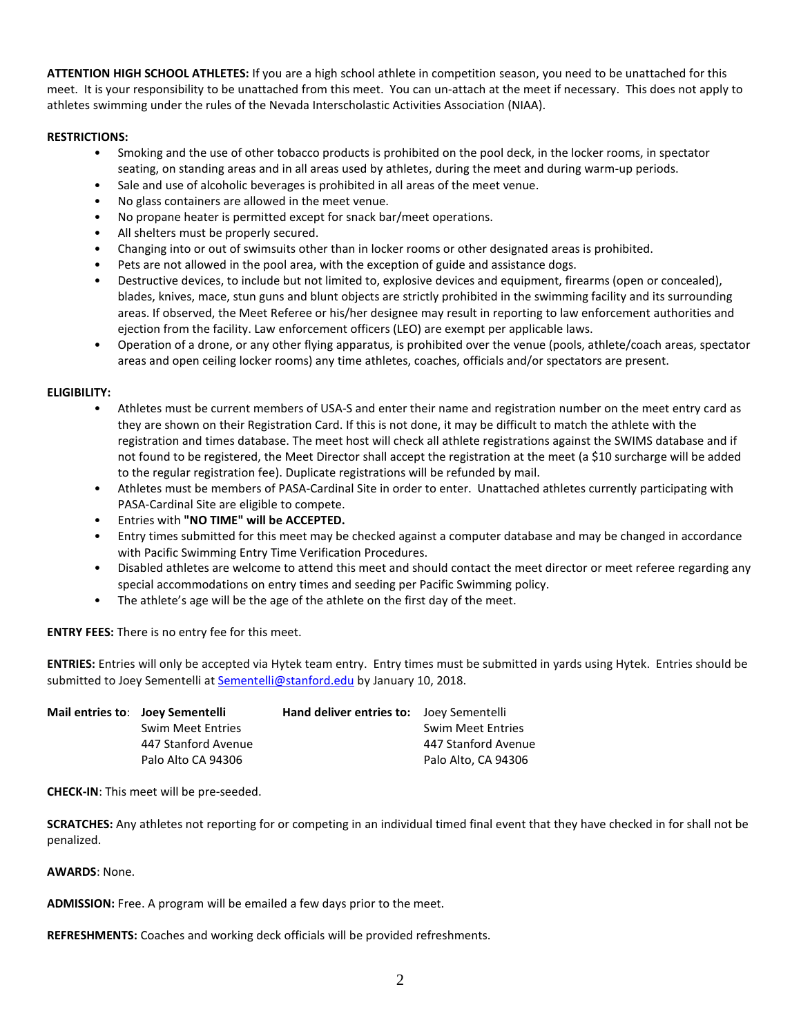**ATTENTION HIGH SCHOOL ATHLETES:** If you are a high school athlete in competition season, you need to be unattached for this meet. It is your responsibility to be unattached from this meet. You can un-attach at the meet if necessary. This does not apply to athletes swimming under the rules of the Nevada Interscholastic Activities Association (NIAA).

**RESTRICTIONS:**

- Smoking and the use of other tobacco products is prohibited on the pool deck, in the locker rooms, in spectator seating, on standing areas and in all areas used by athletes, during the meet and during warm-up periods.
- Sale and use of alcoholic beverages is prohibited in all areas of the meet venue.
- No glass containers are allowed in the meet venue.
- No propane heater is permitted except for snack bar/meet operations.
- All shelters must be properly secured.
- Changing into or out of swimsuits other than in locker rooms or other designated areas is prohibited.
- Pets are not allowed in the pool area, with the exception of guide and assistance dogs.
- Destructive devices, to include but not limited to, explosive devices and equipment, firearms (open or concealed), blades, knives, mace, stun guns and blunt objects are strictly prohibited in the swimming facility and its surrounding areas. If observed, the Meet Referee or his/her designee may result in reporting to law enforcement authorities and ejection from the facility. Law enforcement officers (LEO) are exempt per applicable laws.
- Operation of a drone, or any other flying apparatus, is prohibited over the venue (pools, athlete/coach areas, spectator areas and open ceiling locker rooms) any time athletes, coaches, officials and/or spectators are present.

**ELIGIBILITY:**

- Athletes must be current members of USA-S and enter their name and registration number on the meet entry card as they are shown on their Registration Card. If this is not done, it may be difficult to match the athlete with the registration and times database. The meet host will check all athlete registrations against the SWIMS database and if not found to be registered, the Meet Director shall accept the registration at the meet (a $10 surcharge will be added to the regular registration fee). Duplicate registrations will be refunded by mail.
- Athletes must be members of PASA-Cardinal Site in order to enter. Unattached athletes currently participating with PASA-Cardinal Site are eligible to compete.
- Entries with **"NO TIME" will be ACCEPTED.**
- Entry times submitted for this meet may be checked against a computer database and may be changed in accordance with Pacific Swimming Entry Time Verification Procedures.
- Disabled athletes are welcome to attend this meet and should contact the meet director or meet referee regarding any special accommodations on entry times and seeding per Pacific Swimming policy.
- The athlete's age will be the age of the athlete on the first day of the meet.

**ENTRY FEES:** There is no entry fee for this meet.

**ENTRIES:** Entries will only be accepted via Hytek team entry. Entry times must be submitted in yards using Hytek. Entries should be submitted to Joey Sementelli at Sementelli@stanford.edu by January 10, 2018.

| **Mail entries to**: | **Joey Sementelli** | **Hand deliver entries to:** | Joey Sementelli |
|---|---|---|---|
| | Swim Meet Entries | | Swim Meet Entries |
| | 447 Stanford Avenue | | 447 Stanford Avenue |
| | Palo Alto CA 94306 | | Palo Alto, CA 94306 |

**CHECK-IN**: This meet will be pre-seeded.

**SCRATCHES:** Any athletes not reporting for or competing in an individual timed final event that they have checked in for shall not be penalized.

**AWARDS**: None.

**ADMISSION:** Free. A program will be emailed a few days prior to the meet.

**REFRESHMENTS:** Coaches and working deck officials will be provided refreshments.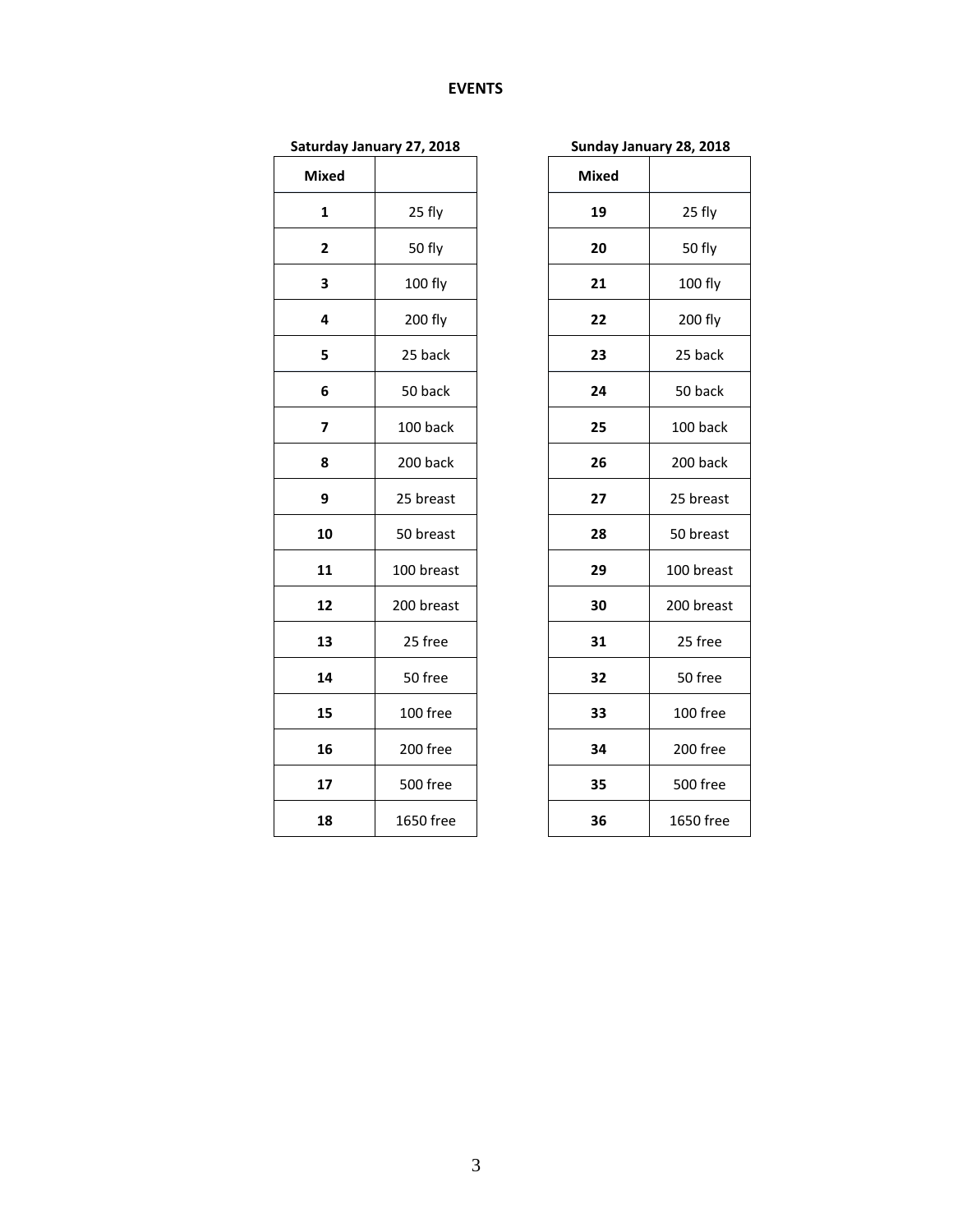**EVENTS**

**Saturday January 27, 2018**

| Mixed | |
|---|---|
| **1** | 25 fly |
| **2** | 50 fly |
| **3** | 100 fly |
| **4** | 200 fly |
| **5** | 25 back |
| **6** | 50 back |
| **7** | 100 back |
| **8** | 200 back |
| **9** | 25 breast |
| **10** | 50 breast |
| **11** | 100 breast |
| **12** | 200 breast |
| **13** | 25 free |
| **14** | 50 free |
| **15** | 100 free |
| **16** | 200 free |
| **17** | 500 free |
| **18** | 1650 free |

**Sunday January 28, 2018**

| Mixed | |
|---|---|
| **19** | 25 fly |
| **20** | 50 fly |
| **21** | 100 fly |
| **22** | 200 fly |
| **23** | 25 back |
| **24** | 50 back |
| **25** | 100 back |
| **26** | 200 back |
| **27** | 25 breast |
| **28** | 50 breast |
| **29** | 100 breast |
| **30** | 200 breast |
| **31** | 25 free |
| **32** | 50 free |
| **33** | 100 free |
| **34** | 200 free |
| **35** | 500 free |
| **36** | 1650 free |